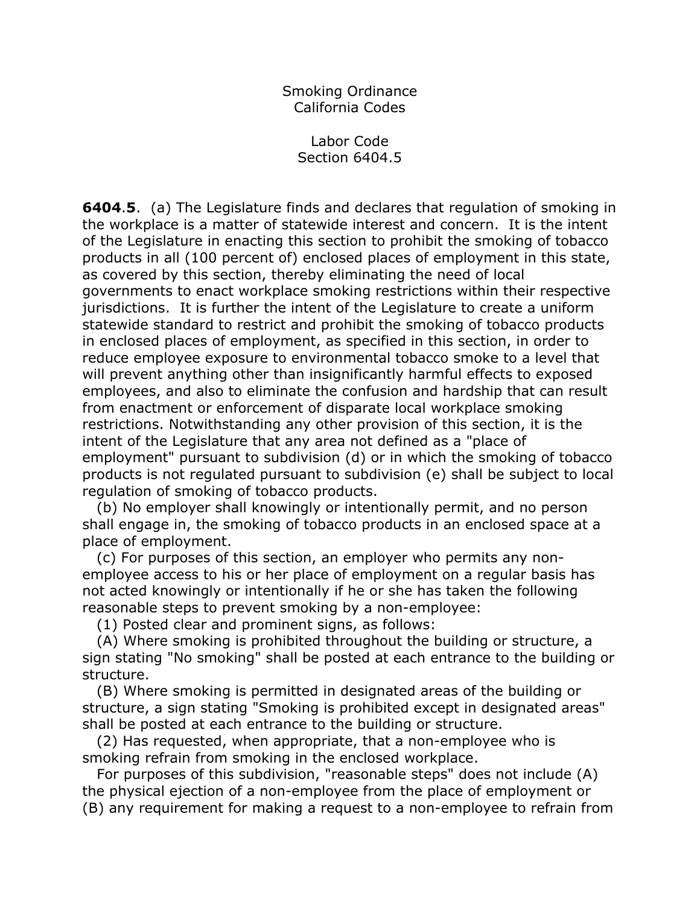# Smoking Ordinance
## California Codes

## Labor Code
## Section 6404.5

**6404.5**. (a) The Legislature finds and declares that regulation of smoking in the workplace is a matter of statewide interest and concern. It is the intent of the Legislature in enacting this section to prohibit the smoking of tobacco products in all (100 percent of) enclosed places of employment in this state, as covered by this section, thereby eliminating the need of local governments to enact workplace smoking restrictions within their respective jurisdictions. It is further the intent of the Legislature to create a uniform statewide standard to restrict and prohibit the smoking of tobacco products in enclosed places of employment, as specified in this section, in order to reduce employee exposure to environmental tobacco smoke to a level that will prevent anything other than insignificantly harmful effects to exposed employees, and also to eliminate the confusion and hardship that can result from enactment or enforcement of disparate local workplace smoking restrictions. Notwithstanding any other provision of this section, it is the intent of the Legislature that any area not defined as a "place of employment" pursuant to subdivision (d) or in which the smoking of tobacco products is not regulated pursuant to subdivision (e) shall be subject to local regulation of smoking of tobacco products.

(b) No employer shall knowingly or intentionally permit, and no person shall engage in, the smoking of tobacco products in an enclosed space at a place of employment.

(c) For purposes of this section, an employer who permits any non-employee access to his or her place of employment on a regular basis has not acted knowingly or intentionally if he or she has taken the following reasonable steps to prevent smoking by a non-employee:

(1) Posted clear and prominent signs, as follows:

(A) Where smoking is prohibited throughout the building or structure, a sign stating "No smoking" shall be posted at each entrance to the building or structure.

(B) Where smoking is permitted in designated areas of the building or structure, a sign stating "Smoking is prohibited except in designated areas" shall be posted at each entrance to the building or structure.

(2) Has requested, when appropriate, that a non-employee who is smoking refrain from smoking in the enclosed workplace.

For purposes of this subdivision, "reasonable steps" does not include (A) the physical ejection of a non-employee from the place of employment or (B) any requirement for making a request to a non-employee to refrain from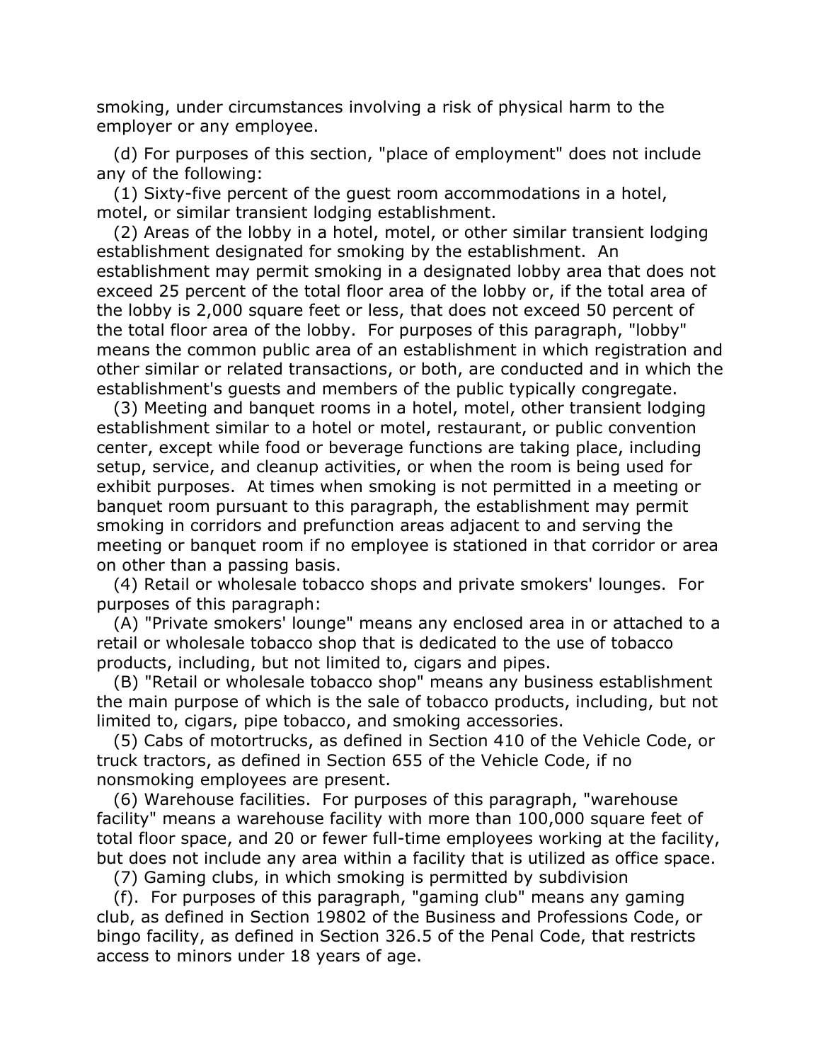smoking, under circumstances involving a risk of physical harm to the employer or any employee.

(d) For purposes of this section, "place of employment" does not include any of the following:

(1) Sixty-five percent of the guest room accommodations in a hotel, motel, or similar transient lodging establishment.

(2) Areas of the lobby in a hotel, motel, or other similar transient lodging establishment designated for smoking by the establishment. An establishment may permit smoking in a designated lobby area that does not exceed 25 percent of the total floor area of the lobby or, if the total area of the lobby is 2,000 square feet or less, that does not exceed 50 percent of the total floor area of the lobby. For purposes of this paragraph, "lobby" means the common public area of an establishment in which registration and other similar or related transactions, or both, are conducted and in which the establishment's guests and members of the public typically congregate.

(3) Meeting and banquet rooms in a hotel, motel, other transient lodging establishment similar to a hotel or motel, restaurant, or public convention center, except while food or beverage functions are taking place, including setup, service, and cleanup activities, or when the room is being used for exhibit purposes. At times when smoking is not permitted in a meeting or banquet room pursuant to this paragraph, the establishment may permit smoking in corridors and prefunction areas adjacent to and serving the meeting or banquet room if no employee is stationed in that corridor or area on other than a passing basis.

(4) Retail or wholesale tobacco shops and private smokers' lounges. For purposes of this paragraph:

(A) "Private smokers' lounge" means any enclosed area in or attached to a retail or wholesale tobacco shop that is dedicated to the use of tobacco products, including, but not limited to, cigars and pipes.

(B) "Retail or wholesale tobacco shop" means any business establishment the main purpose of which is the sale of tobacco products, including, but not limited to, cigars, pipe tobacco, and smoking accessories.

(5) Cabs of motortrucks, as defined in Section 410 of the Vehicle Code, or truck tractors, as defined in Section 655 of the Vehicle Code, if no nonsmoking employees are present.

(6) Warehouse facilities. For purposes of this paragraph, "warehouse facility" means a warehouse facility with more than 100,000 square feet of total floor space, and 20 or fewer full-time employees working at the facility, but does not include any area within a facility that is utilized as office space.

(7) Gaming clubs, in which smoking is permitted by subdivision

(f). For purposes of this paragraph, "gaming club" means any gaming club, as defined in Section 19802 of the Business and Professions Code, or bingo facility, as defined in Section 326.5 of the Penal Code, that restricts access to minors under 18 years of age.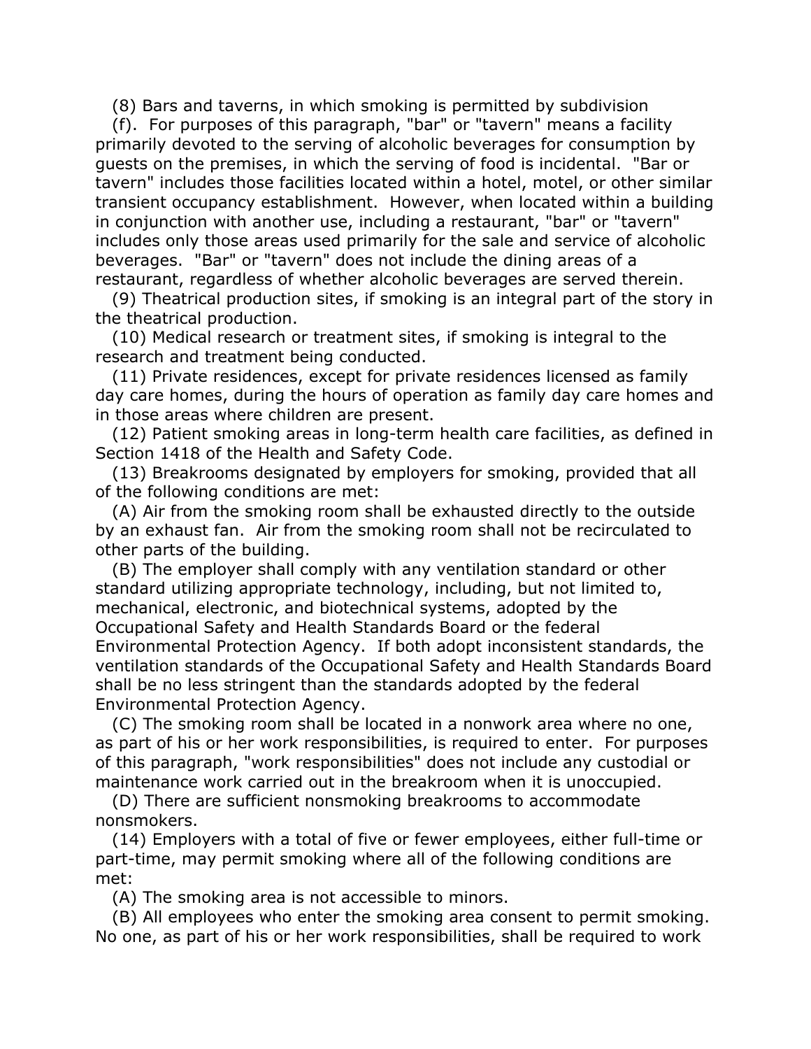(8) Bars and taverns, in which smoking is permitted by subdivision (f). For purposes of this paragraph, "bar" or "tavern" means a facility primarily devoted to the serving of alcoholic beverages for consumption by guests on the premises, in which the serving of food is incidental. "Bar or tavern" includes those facilities located within a hotel, motel, or other similar transient occupancy establishment. However, when located within a building in conjunction with another use, including a restaurant, "bar" or "tavern" includes only those areas used primarily for the sale and service of alcoholic beverages. "Bar" or "tavern" does not include the dining areas of a restaurant, regardless of whether alcoholic beverages are served therein.

(9) Theatrical production sites, if smoking is an integral part of the story in the theatrical production.

(10) Medical research or treatment sites, if smoking is integral to the research and treatment being conducted.

(11) Private residences, except for private residences licensed as family day care homes, during the hours of operation as family day care homes and in those areas where children are present.

(12) Patient smoking areas in long-term health care facilities, as defined in Section 1418 of the Health and Safety Code.

(13) Breakrooms designated by employers for smoking, provided that all of the following conditions are met:

(A) Air from the smoking room shall be exhausted directly to the outside by an exhaust fan. Air from the smoking room shall not be recirculated to other parts of the building.

(B) The employer shall comply with any ventilation standard or other standard utilizing appropriate technology, including, but not limited to, mechanical, electronic, and biotechnical systems, adopted by the Occupational Safety and Health Standards Board or the federal Environmental Protection Agency. If both adopt inconsistent standards, the ventilation standards of the Occupational Safety and Health Standards Board shall be no less stringent than the standards adopted by the federal Environmental Protection Agency.

(C) The smoking room shall be located in a nonwork area where no one, as part of his or her work responsibilities, is required to enter. For purposes of this paragraph, "work responsibilities" does not include any custodial or maintenance work carried out in the breakroom when it is unoccupied.

(D) There are sufficient nonsmoking breakrooms to accommodate nonsmokers.

(14) Employers with a total of five or fewer employees, either full-time or part-time, may permit smoking where all of the following conditions are met:

(A) The smoking area is not accessible to minors.

(B) All employees who enter the smoking area consent to permit smoking. No one, as part of his or her work responsibilities, shall be required to work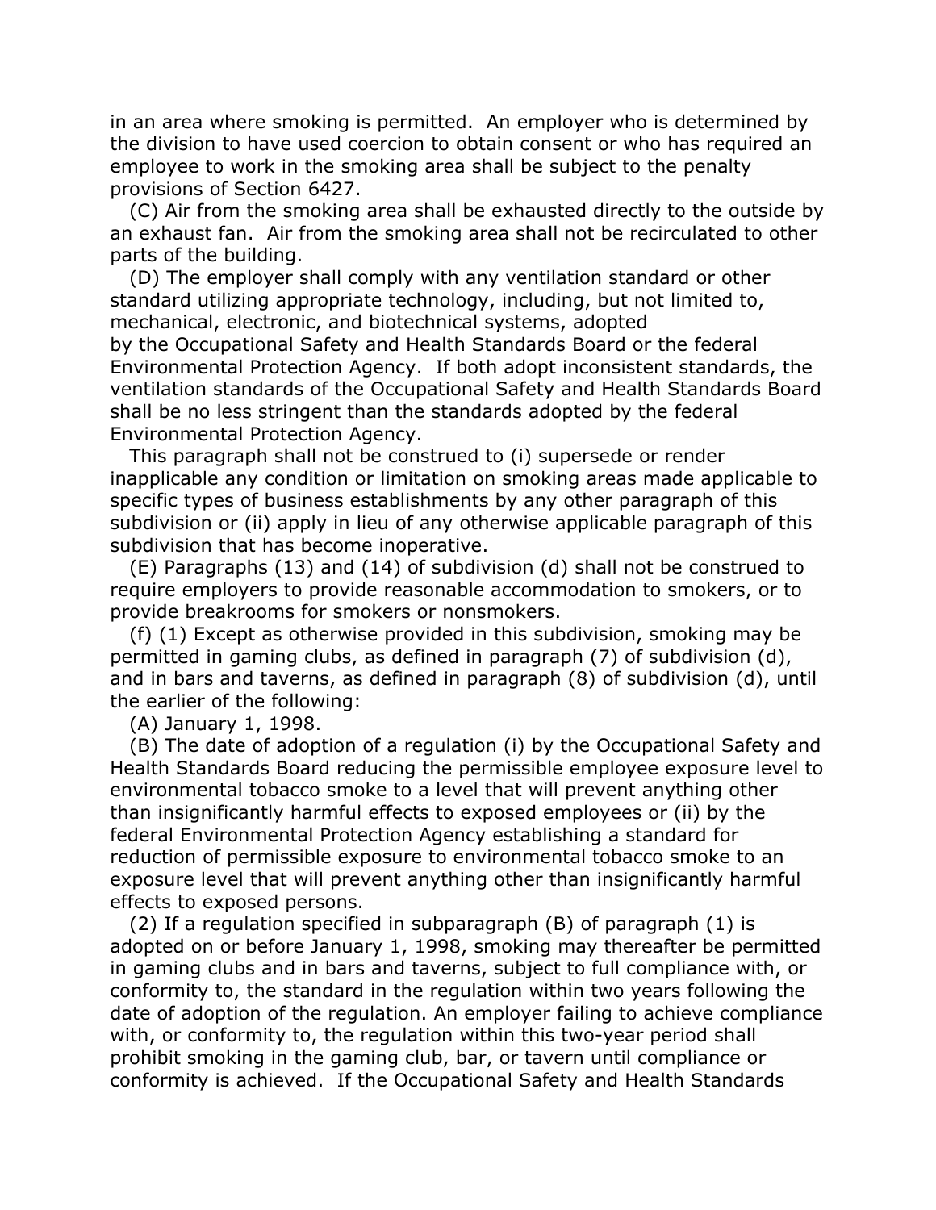in an area where smoking is permitted. An employer who is determined by the division to have used coercion to obtain consent or who has required an employee to work in the smoking area shall be subject to the penalty provisions of Section 6427.

(C) Air from the smoking area shall be exhausted directly to the outside by an exhaust fan. Air from the smoking area shall not be recirculated to other parts of the building.

(D) The employer shall comply with any ventilation standard or other standard utilizing appropriate technology, including, but not limited to, mechanical, electronic, and biotechnical systems, adopted by the Occupational Safety and Health Standards Board or the federal Environmental Protection Agency. If both adopt inconsistent standards, the ventilation standards of the Occupational Safety and Health Standards Board shall be no less stringent than the standards adopted by the federal Environmental Protection Agency.

This paragraph shall not be construed to (i) supersede or render inapplicable any condition or limitation on smoking areas made applicable to specific types of business establishments by any other paragraph of this subdivision or (ii) apply in lieu of any otherwise applicable paragraph of this subdivision that has become inoperative.

(E) Paragraphs (13) and (14) of subdivision (d) shall not be construed to require employers to provide reasonable accommodation to smokers, or to provide breakrooms for smokers or nonsmokers.

(f) (1) Except as otherwise provided in this subdivision, smoking may be permitted in gaming clubs, as defined in paragraph (7) of subdivision (d), and in bars and taverns, as defined in paragraph (8) of subdivision (d), until the earlier of the following:

(A) January 1, 1998.

(B) The date of adoption of a regulation (i) by the Occupational Safety and Health Standards Board reducing the permissible employee exposure level to environmental tobacco smoke to a level that will prevent anything other than insignificantly harmful effects to exposed employees or (ii) by the federal Environmental Protection Agency establishing a standard for reduction of permissible exposure to environmental tobacco smoke to an exposure level that will prevent anything other than insignificantly harmful effects to exposed persons.

(2) If a regulation specified in subparagraph (B) of paragraph (1) is adopted on or before January 1, 1998, smoking may thereafter be permitted in gaming clubs and in bars and taverns, subject to full compliance with, or conformity to, the standard in the regulation within two years following the date of adoption of the regulation. An employer failing to achieve compliance with, or conformity to, the regulation within this two-year period shall prohibit smoking in the gaming club, bar, or tavern until compliance or conformity is achieved. If the Occupational Safety and Health Standards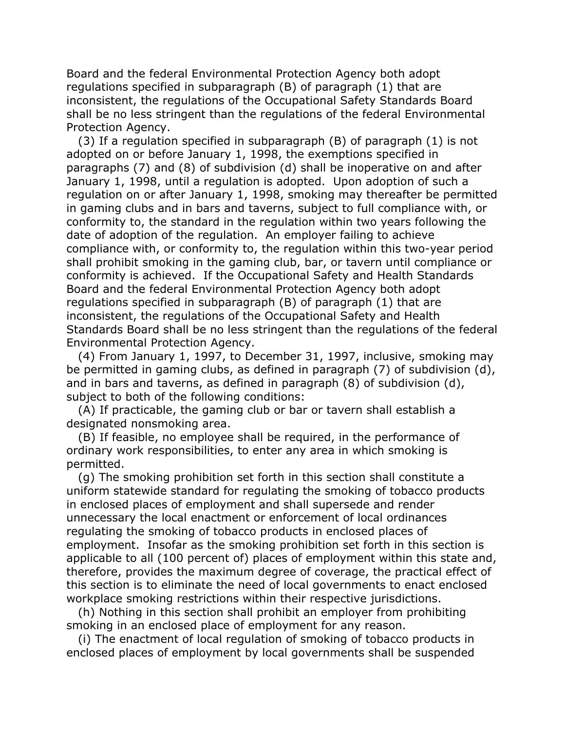Board and the federal Environmental Protection Agency both adopt regulations specified in subparagraph (B) of paragraph (1) that are inconsistent, the regulations of the Occupational Safety Standards Board shall be no less stringent than the regulations of the federal Environmental Protection Agency.

(3) If a regulation specified in subparagraph (B) of paragraph (1) is not adopted on or before January 1, 1998, the exemptions specified in paragraphs (7) and (8) of subdivision (d) shall be inoperative on and after January 1, 1998, until a regulation is adopted. Upon adoption of such a regulation on or after January 1, 1998, smoking may thereafter be permitted in gaming clubs and in bars and taverns, subject to full compliance with, or conformity to, the standard in the regulation within two years following the date of adoption of the regulation. An employer failing to achieve compliance with, or conformity to, the regulation within this two-year period shall prohibit smoking in the gaming club, bar, or tavern until compliance or conformity is achieved. If the Occupational Safety and Health Standards Board and the federal Environmental Protection Agency both adopt regulations specified in subparagraph (B) of paragraph (1) that are inconsistent, the regulations of the Occupational Safety and Health Standards Board shall be no less stringent than the regulations of the federal Environmental Protection Agency.

(4) From January 1, 1997, to December 31, 1997, inclusive, smoking may be permitted in gaming clubs, as defined in paragraph (7) of subdivision (d), and in bars and taverns, as defined in paragraph (8) of subdivision (d), subject to both of the following conditions:

(A) If practicable, the gaming club or bar or tavern shall establish a designated nonsmoking area.

(B) If feasible, no employee shall be required, in the performance of ordinary work responsibilities, to enter any area in which smoking is permitted.

(g) The smoking prohibition set forth in this section shall constitute a uniform statewide standard for regulating the smoking of tobacco products in enclosed places of employment and shall supersede and render unnecessary the local enactment or enforcement of local ordinances regulating the smoking of tobacco products in enclosed places of employment. Insofar as the smoking prohibition set forth in this section is applicable to all (100 percent of) places of employment within this state and, therefore, provides the maximum degree of coverage, the practical effect of this section is to eliminate the need of local governments to enact enclosed workplace smoking restrictions within their respective jurisdictions.

(h) Nothing in this section shall prohibit an employer from prohibiting smoking in an enclosed place of employment for any reason.

(i) The enactment of local regulation of smoking of tobacco products in enclosed places of employment by local governments shall be suspended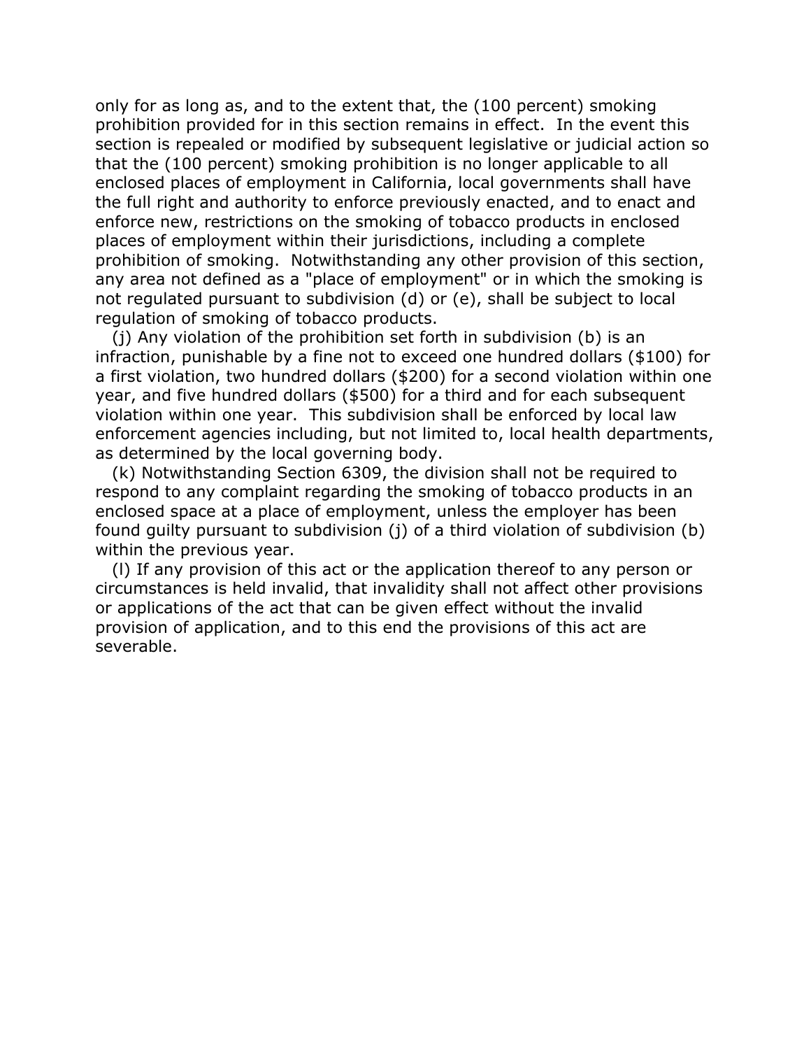only for as long as, and to the extent that, the (100 percent) smoking prohibition provided for in this section remains in effect. In the event this section is repealed or modified by subsequent legislative or judicial action so that the (100 percent) smoking prohibition is no longer applicable to all enclosed places of employment in California, local governments shall have the full right and authority to enforce previously enacted, and to enact and enforce new, restrictions on the smoking of tobacco products in enclosed places of employment within their jurisdictions, including a complete prohibition of smoking. Notwithstanding any other provision of this section, any area not defined as a "place of employment" or in which the smoking is not regulated pursuant to subdivision (d) or (e), shall be subject to local regulation of smoking of tobacco products.

(j) Any violation of the prohibition set forth in subdivision (b) is an infraction, punishable by a fine not to exceed one hundred dollars ($100) for a first violation, two hundred dollars ($200) for a second violation within one year, and five hundred dollars ($500) for a third and for each subsequent violation within one year. This subdivision shall be enforced by local law enforcement agencies including, but not limited to, local health departments, as determined by the local governing body.

(k) Notwithstanding Section 6309, the division shall not be required to respond to any complaint regarding the smoking of tobacco products in an enclosed space at a place of employment, unless the employer has been found guilty pursuant to subdivision (j) of a third violation of subdivision (b) within the previous year.

(l) If any provision of this act or the application thereof to any person or circumstances is held invalid, that invalidity shall not affect other provisions or applications of the act that can be given effect without the invalid provision of application, and to this end the provisions of this act are severable.